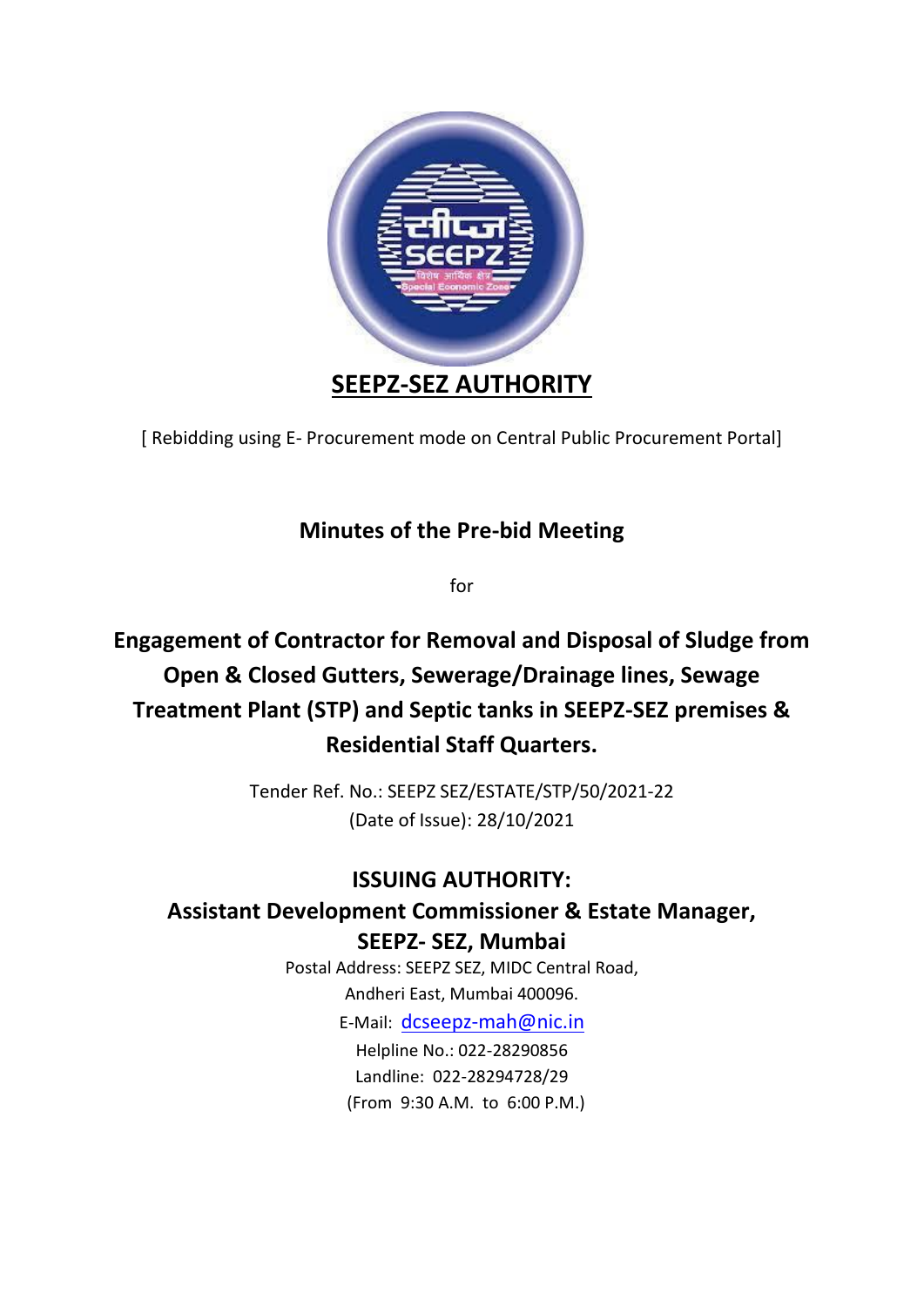# SEEPZ-SEZ AUTHORITY

[ Rebidding using E- Procurement mode on Central Public Procurement Portal]

## Minutes of the Pre-bid Meeting

for

## Engagement of Contractor for Removal and Disposal of Sludge from Open & Closed Gutters, Sewerage/Drainage lines, Sewage Treatment Plant (STP) and Septic tanks in SEEPZ-SEZ premises & Residential Staff Quarters.

Tender Ref. No.: SEEPZ SEZ/ESTATE/STP/50/2021-22
(Date of Issue): 28/10/2021

### ISSUING AUTHORITY:
### Assistant Development Commissioner & Estate Manager, SEEPZ- SEZ, Mumbai

Postal Address: SEEPZ SEZ, MIDC Central Road,
Andheri East, Mumbai 400096.
E-Mail: dcseepz-mah@nic.in
Helpline No.: 022-28290856
Landline: 022-28294728/29
(From 9:30 A.M. to 6:00 P.M.)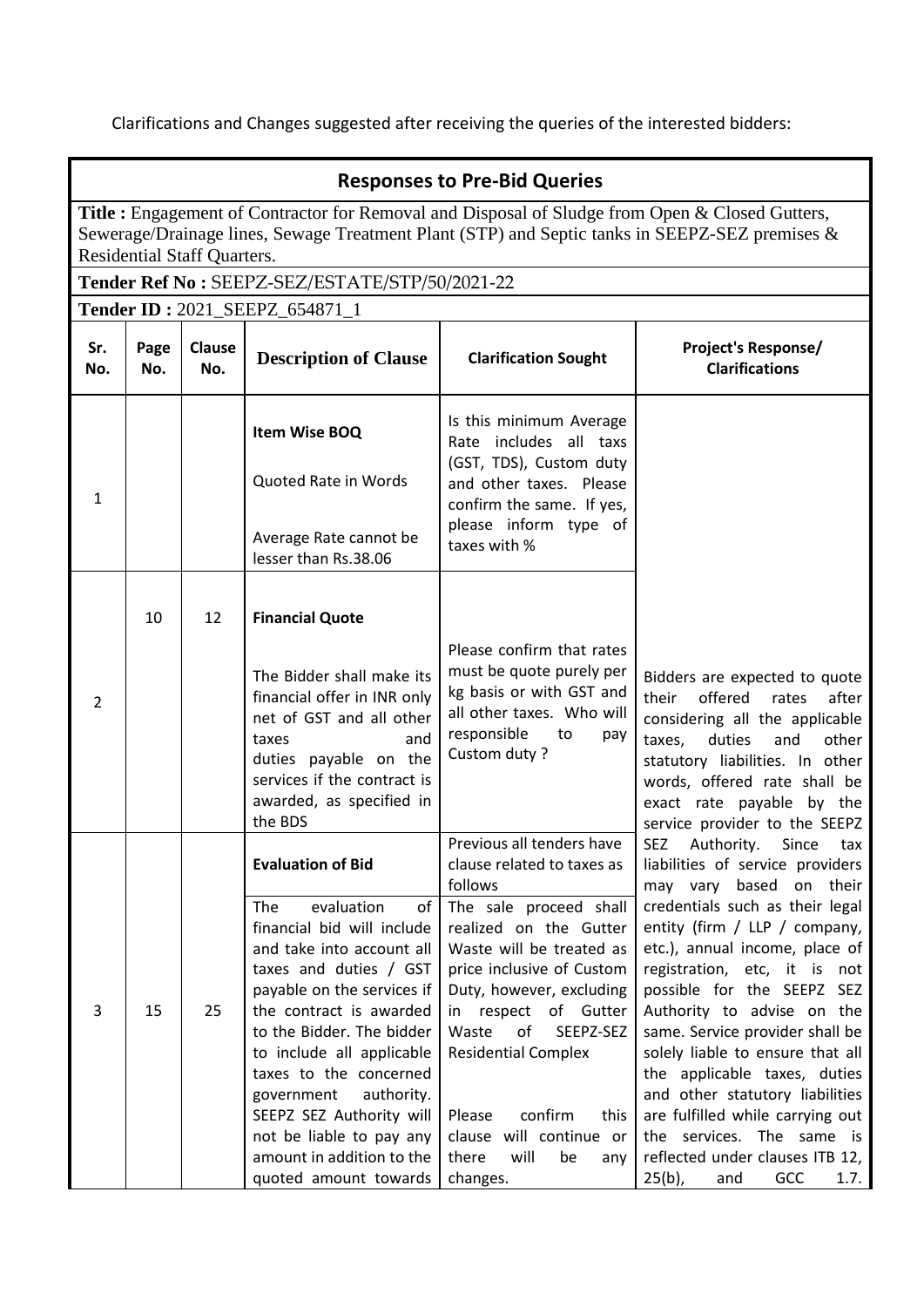Clarifications and Changes suggested after receiving the queries of the interested bidders:

## Responses to Pre-Bid Queries

**Title :** Engagement of Contractor for Removal and Disposal of Sludge from Open & Closed Gutters, Sewerage/Drainage lines, Sewage Treatment Plant (STP) and Septic tanks in SEEPZ-SEZ premises & Residential Staff Quarters.

**Tender Ref No :** SEEPZ-SEZ/ESTATE/STP/50/2021-22

**Tender ID :** 2021_SEEPZ_654871_1

| Sr. No. | Page No. | Clause No. | Description of Clause | Clarification Sought | Project's Response/ Clarifications |
|---|---|---|---|---|---|
| 1 | | | **Item Wise BOQ**<br><br>Quoted Rate in Words<br><br>Average Rate cannot be lesser than Rs.38.06 | Is this minimum Average Rate includes all taxs (GST, TDS), Custom duty and other taxes. Please confirm the same. If yes, please inform type of taxes with % | Bidders are expected to quote their offered rates after considering all the applicable taxes, duties and other statutory liabilities. In other words, offered rate shall be exact rate payable by the service provider to the SEEPZ SEZ Authority. Since tax liabilities of service providers may vary based on their credentials such as their legal entity (firm / LLP / company, etc.), annual income, place of registration, etc, it is not possible for the SEEPZ SEZ Authority to advise on the same. Service provider shall be solely liable to ensure that all the applicable taxes, duties and other statutory liabilities are fulfilled while carrying out the services. The same is reflected under clauses ITB 12, 25(b), and GCC 1.7. |
| 2 | 10 | 12 | **Financial Quote**<br><br>The Bidder shall make its financial offer in INR only net of GST and all other taxes and duties payable on the services if the contract is awarded, as specified in the BDS | Please confirm that rates must be quote purely per kg basis or with GST and all other taxes. Who will responsible to pay Custom duty ? | |
| 3 | 15 | 25 | **Evaluation of Bid**<br><br>The evaluation of financial bid will include and take into account all taxes and duties / GST payable on the services if the contract is awarded to the Bidder. The bidder to include all applicable taxes to the concerned government authority. SEEPZ SEZ Authority will not be liable to pay any amount in addition to the quoted amount towards | Previous all tenders have clause related to taxes as follows<br><br>The sale proceed shall realized on the Gutter Waste will be treated as price inclusive of Custom Duty, however, excluding in respect of Gutter Waste of SEEPZ-SEZ Residential Complex<br><br>Please confirm this clause will continue or there will be any changes. | |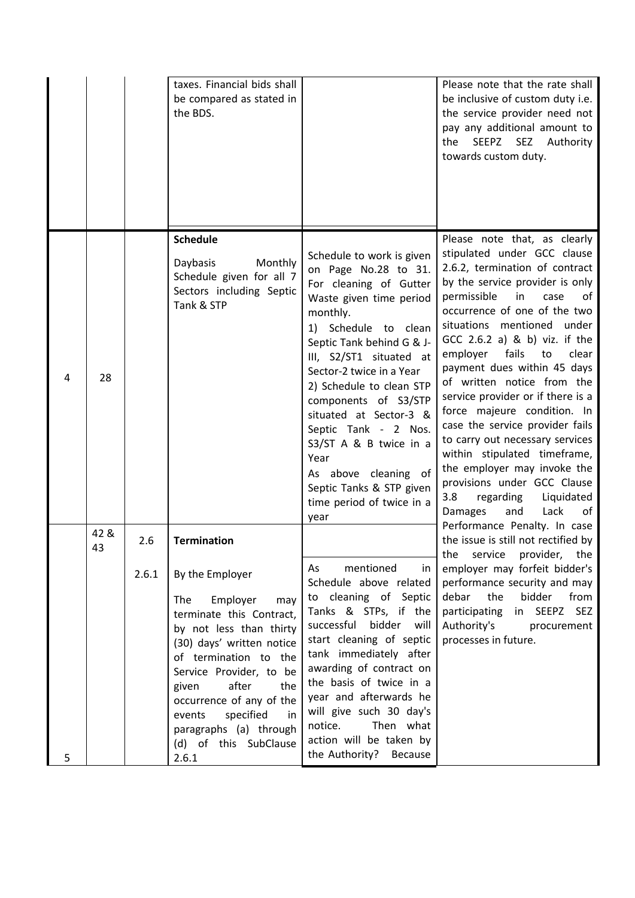|  |  |  | taxes. Financial bids shall be compared as stated in the BDS. |  | Please note that the rate shall be inclusive of custom duty i.e. the service provider need not pay any additional amount to the SEEPZ SEZ Authority towards custom duty. |
|---|---|---|---|---|---|
| 4 | 28 |  | **Schedule**<br><br>Daybasis Monthly Schedule given for all 7 Sectors including Septic Tank & STP | Schedule to work is given on Page No.28 to 31. For cleaning of Gutter Waste given time period monthly.<br>1) Schedule to clean Septic Tank behind G & J-III, S2/ST1 situated at Sector-2 twice in a Year<br>2) Schedule to clean STP components of S3/STP situated at Sector-3 & Septic Tank - 2 Nos. S3/ST A & B twice in a Year<br>As above cleaning of Septic Tanks & STP given time period of twice in a year | Please note that, as clearly stipulated under GCC clause 2.6.2, termination of contract by the service provider is only permissible in case of occurrence of one of the two situations mentioned under GCC 2.6.2 a) & b) viz. if the employer fails to clear payment dues within 45 days of written notice from the service provider or if there is a force majeure condition. In case the service provider fails to carry out necessary services within stipulated timeframe, the employer may invoke the provisions under GCC Clause 3.8 regarding Liquidated Damages and Lack of Performance Penalty. In case the issue is still not rectified by the service provider, the employer may forfeit bidder's performance security and may debar the bidder from participating in SEEPZ SEZ Authority's procurement processes in future. |
| 5 | 42 & 43 | 2.6<br><br>2.6.1 | **Termination**<br><br>By the Employer<br><br>The Employer may terminate this Contract, by not less than thirty (30) days' written notice of termination to the Service Provider, to be given after the occurrence of any of the events specified in paragraphs (a) through (d) of this SubClause 2.6.1 | As mentioned in Schedule above related to cleaning of Septic Tanks & STPs, if the successful bidder will start cleaning of septic tank immediately after awarding of contract on the basis of twice in a year and afterwards he will give such 30 day's notice. Then what action will be taken by the Authority? Because |  |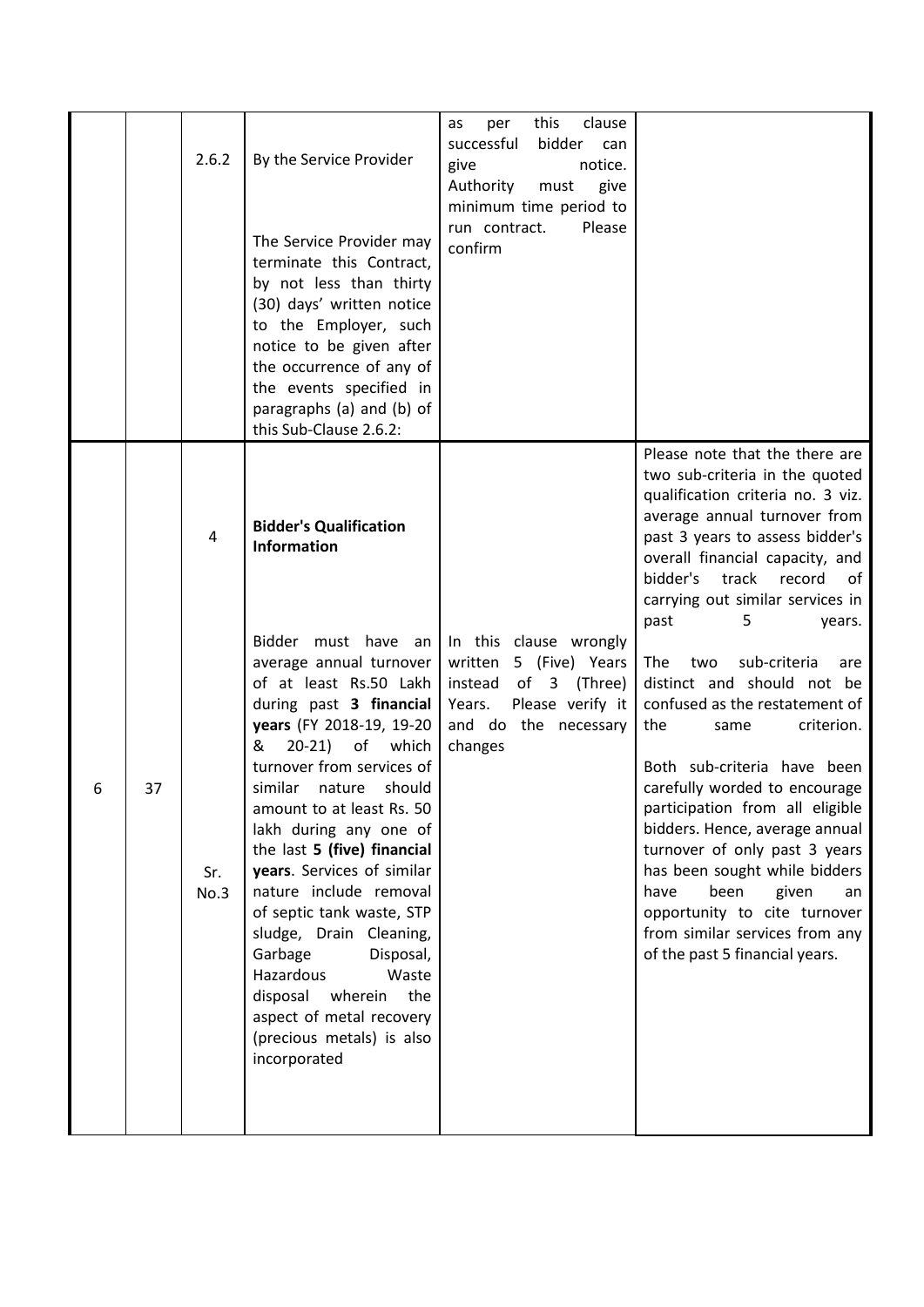| | | | | | |
|---|---|---|---|---|---|
| | | 2.6.2 | By the Service Provider<br><br>The Service Provider may terminate this Contract, by not less than thirty (30) days' written notice to the Employer, such notice to be given after the occurrence of any of the events specified in paragraphs (a) and (b) of this Sub-Clause 2.6.2: | as per this clause successful bidder can give notice. Authority must give minimum time period to run contract. Please confirm | |
| 6 | 37 | 4<br><br>Sr. No.3 | **Bidder's Qualification Information**<br><br>Bidder must have an average annual turnover of at least Rs.50 Lakh during past **3 financial years** (FY 2018-19, 19-20 & 20-21) of which turnover from services of similar nature should amount to at least Rs. 50 lakh during any one of the last **5 (five) financial years**. Services of similar nature include removal of septic tank waste, STP sludge, Drain Cleaning, Garbage Disposal, Hazardous Waste disposal wherein the aspect of metal recovery (precious metals) is also incorporated | In this clause wrongly written 5 (Five) Years instead of 3 (Three) Years. Please verify it and do the necessary changes | Please note that the there are two sub-criteria in the quoted qualification criteria no. 3 viz. average annual turnover from past 3 years to assess bidder's overall financial capacity, and bidder's track record of carrying out similar services in past 5 years.<br><br>The two sub-criteria are distinct and should not be confused as the restatement of the same criterion.<br><br>Both sub-criteria have been carefully worded to encourage participation from all eligible bidders. Hence, average annual turnover of only past 3 years has been sought while bidders have been given an opportunity to cite turnover from similar services from any of the past 5 financial years. |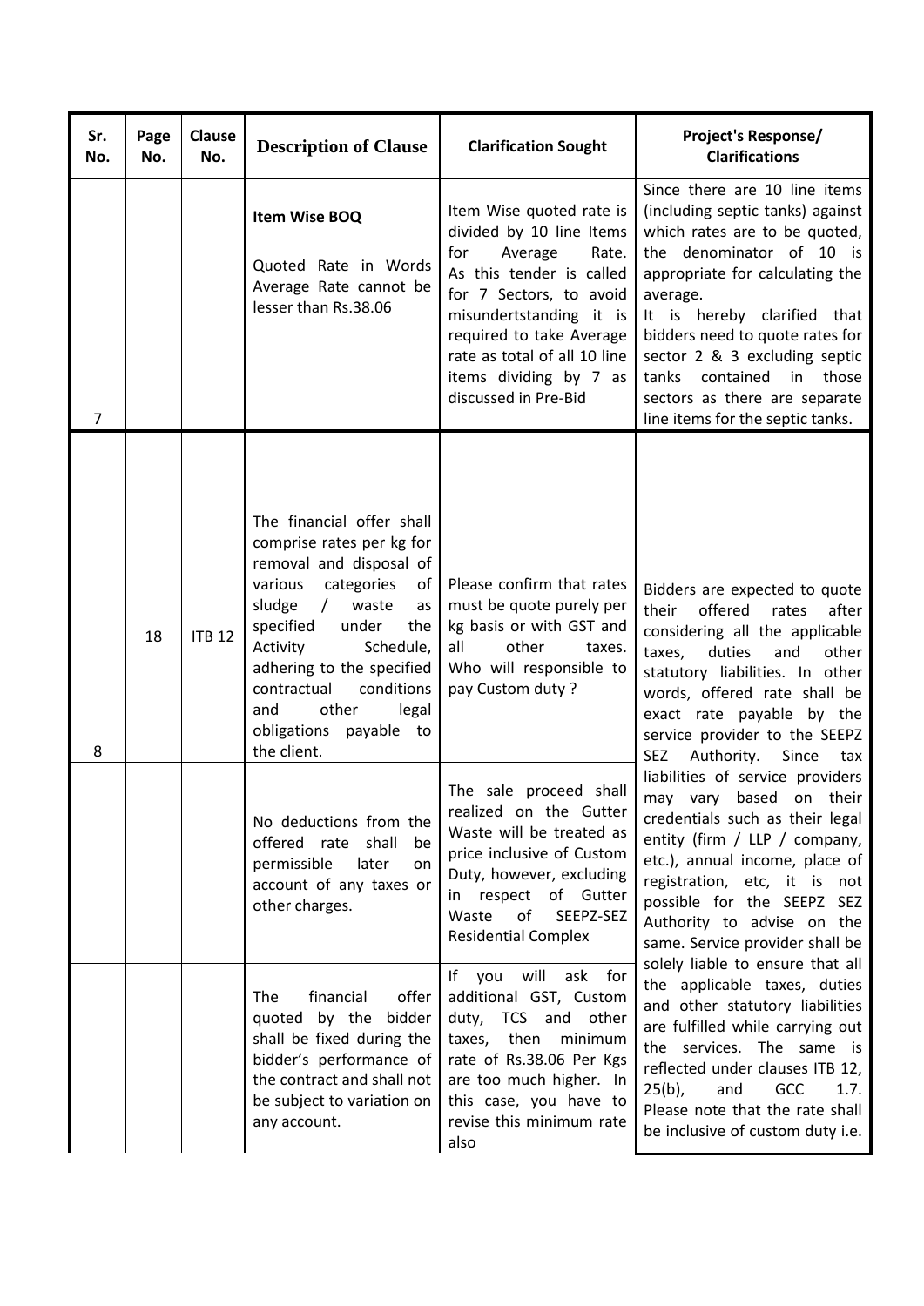| Sr. No. | Page No. | Clause No. | Description of Clause | Clarification Sought | Project's Response/ Clarifications |
|---|---|---|---|---|---|
| 7 | | | **Item Wise BOQ** Quoted Rate in Words Average Rate cannot be lesser than Rs.38.06 | Item Wise quoted rate is divided by 10 line Items for Average Rate. As this tender is called for 7 Sectors, to avoid misundertstanding it is required to take Average rate as total of all 10 line items dividing by 7 as discussed in Pre-Bid | Since there are 10 line items (including septic tanks) against which rates are to be quoted, the denominator of 10 is appropriate for calculating the average. It is hereby clarified that bidders need to quote rates for sector 2 & 3 excluding septic tanks contained in those sectors as there are separate line items for the septic tanks. |
| 8 | 18 | ITB 12 | The financial offer shall comprise rates per kg for removal and disposal of various categories of sludge / waste as specified under the Activity Schedule, adhering to the specified contractual conditions and other legal obligations payable to the client. | Please confirm that rates must be quote purely per kg basis or with GST and all other taxes. Who will responsible to pay Custom duty ? | Bidders are expected to quote their offered rates after considering all the applicable taxes, duties and other statutory liabilities. In other words, offered rate shall be exact rate payable by the service provider to the SEEPZ SEZ Authority. Since tax liabilities of service providers may vary based on their credentials such as their legal entity (firm / LLP / company, etc.), annual income, place of registration, etc, it is not possible for the SEEPZ SEZ Authority to advise on the same. Service provider shall be solely liable to ensure that all the applicable taxes, duties and other statutory liabilities are fulfilled while carrying out the services. The same is reflected under clauses ITB 12, 25(b), and GCC 1.7. Please note that the rate shall be inclusive of custom duty i.e. |
| | | | No deductions from the offered rate shall be permissible later on account of any taxes or other charges. | The sale proceed shall realized on the Gutter Waste will be treated as price inclusive of Custom Duty, however, excluding in respect of Gutter Waste of SEEPZ-SEZ Residential Complex | |
| | | | The financial offer quoted by the bidder shall be fixed during the bidder's performance of the contract and shall not be subject to variation on any account. | If you will ask for additional GST, Custom duty, TCS and other taxes, then minimum rate of Rs.38.06 Per Kgs are too much higher. In this case, you have to revise this minimum rate also | |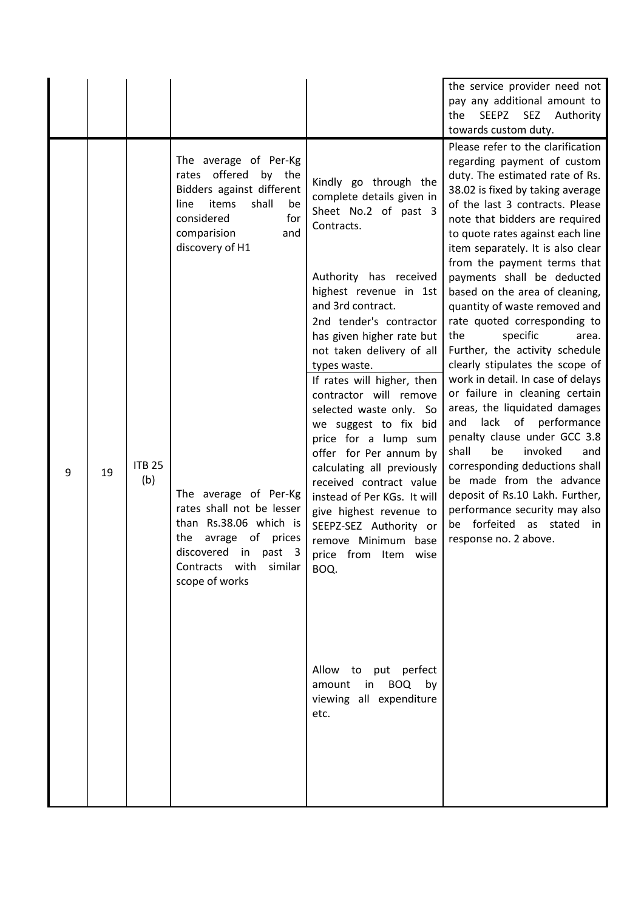| | | | | | the service provider need not pay any additional amount to the SEEPZ SEZ Authority towards custom duty. |
|---|---|---|---|---|---|
| 9 | 19 | ITB 25 (b) | The average of Per-Kg rates offered by the Bidders against different line items shall be considered for comparision and discovery of H1<br><br>The average of Per-Kg rates shall not be lesser than Rs.38.06 which is the avrage of prices discovered in past 3 Contracts with similar scope of works | Kindly go through the complete details given in Sheet No.2 of past 3 Contracts.<br><br>Authority has received highest revenue in 1st and 3rd contract.<br>2nd tender's contractor has given higher rate but not taken delivery of all types waste.<br>If rates will higher, then contractor will remove selected waste only. So we suggest to fix bid price for a lump sum offer for Per annum by calculating all previously received contract value instead of Per KGs. It will give highest revenue to SEEPZ-SEZ Authority or remove Minimum base price from Item wise BOQ.<br><br>Allow to put perfect amount in BOQ by viewing all expenditure etc. | Please refer to the clarification regarding payment of custom duty. The estimated rate of Rs. 38.02 is fixed by taking average of the last 3 contracts. Please note that bidders are required to quote rates against each line item separately. It is also clear from the payment terms that payments shall be deducted based on the area of cleaning, quantity of waste removed and rate quoted corresponding to the specific area. Further, the activity schedule clearly stipulates the scope of work in detail. In case of delays or failure in cleaning certain areas, the liquidated damages and lack of performance penalty clause under GCC 3.8 shall be invoked and corresponding deductions shall be made from the advance deposit of Rs.10 Lakh. Further, performance security may also be forfeited as stated in response no. 2 above. |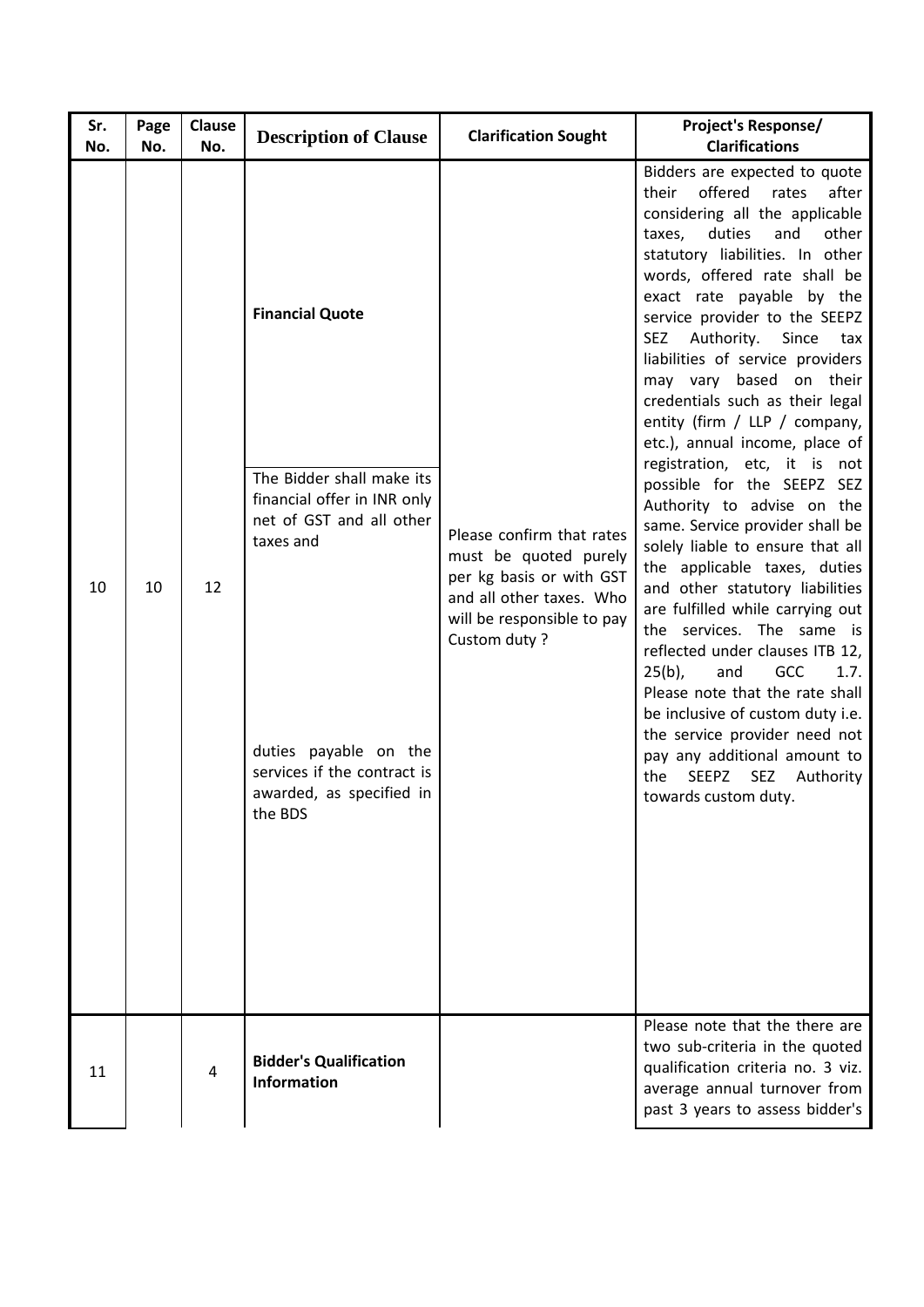| Sr. No. | Page No. | Clause No. | Description of Clause | Clarification Sought | Project's Response/ Clarifications |
|---|---|---|---|---|---|
| 10 | 10 | 12 | **Financial Quote**<br><br>The Bidder shall make its financial offer in INR only net of GST and all other taxes and<br><br>duties payable on the services if the contract is awarded, as specified in the BDS | Please confirm that rates must be quoted purely per kg basis or with GST and all other taxes. Who will be responsible to pay Custom duty ? | Bidders are expected to quote their offered rates after considering all the applicable taxes, duties and other statutory liabilities. In other words, offered rate shall be exact rate payable by the service provider to the SEEPZ SEZ Authority. Since tax liabilities of service providers may vary based on their credentials such as their legal entity (firm / LLP / company, etc.), annual income, place of registration, etc, it is not possible for the SEEPZ SEZ Authority to advise on the same. Service provider shall be solely liable to ensure that all the applicable taxes, duties and other statutory liabilities are fulfilled while carrying out the services. The same is reflected under clauses ITB 12, 25(b), and GCC 1.7. Please note that the rate shall be inclusive of custom duty i.e. the service provider need not pay any additional amount to the SEEPZ SEZ Authority towards custom duty. |
| 11 | | 4 | **Bidder's Qualification Information** | | Please note that the there are two sub-criteria in the quoted qualification criteria no. 3 viz. average annual turnover from past 3 years to assess bidder's |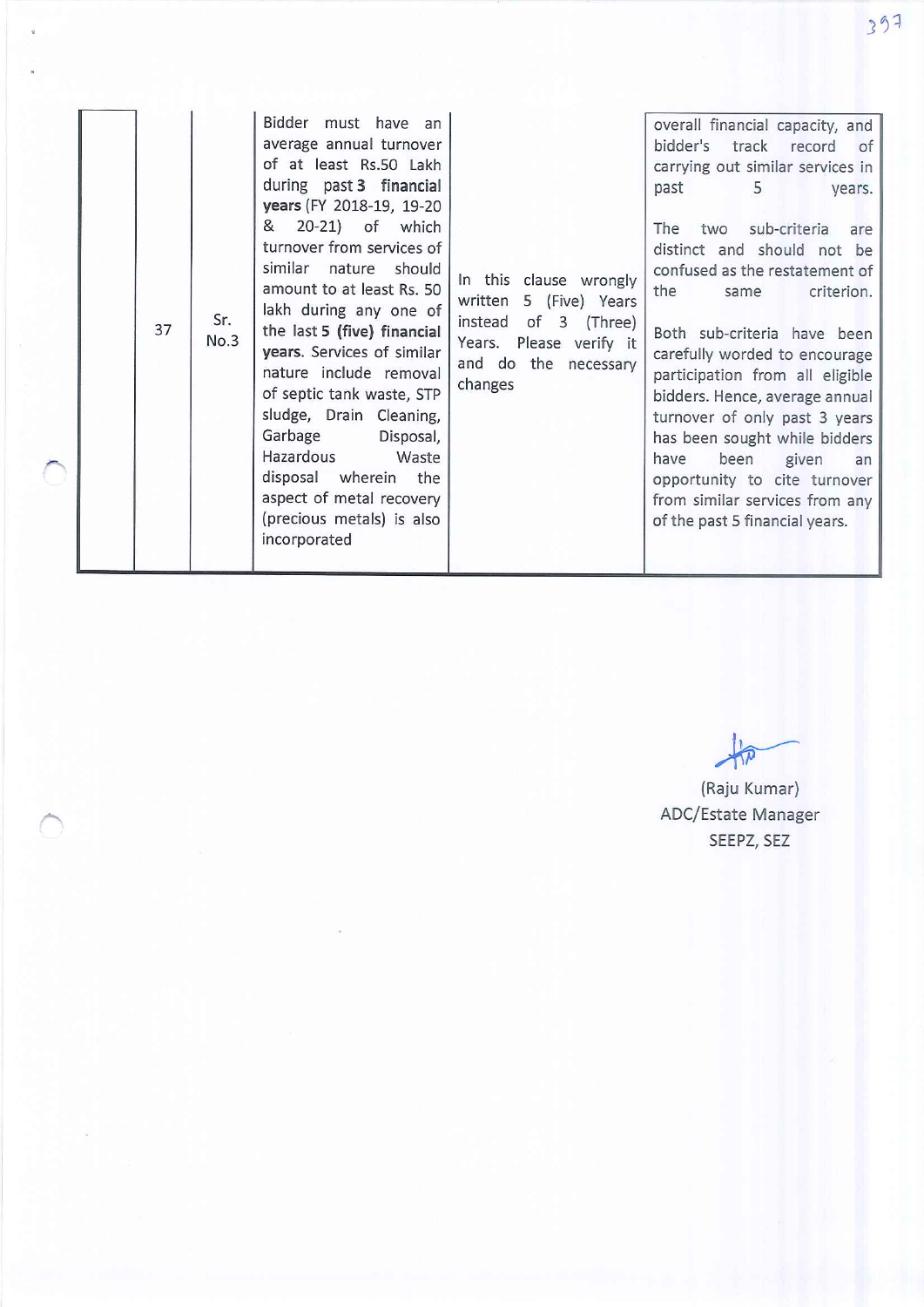| | | | | | |
|---|---|---|---|---|---|
| | 37 | Sr. No.3 | Bidder must have an average annual turnover of at least Rs.50 Lakh during past **3 financial years** (FY 2018-19, 19-20 & 20-21) of which turnover from services of similar nature should amount to at least Rs. 50 lakh during any one of the last **5 (five) financial years**. Services of similar nature include removal of septic tank waste, STP sludge, Drain Cleaning, Garbage Disposal, Hazardous Waste disposal wherein the aspect of metal recovery (precious metals) is also incorporated | In this clause wrongly written 5 (Five) Years instead of 3 (Three) Years. Please verify it and do the necessary changes | overall financial capacity, and bidder's track record of carrying out similar services in past 5 years.<br><br>The two sub-criteria are distinct and should not be confused as the restatement of the same criterion.<br><br>Both sub-criteria have been carefully worded to encourage participation from all eligible bidders. Hence, average annual turnover of only past 3 years has been sought while bidders have been given an opportunity to cite turnover from similar services from any of the past 5 financial years. |

(Raju Kumar)
ADC/Estate Manager
SEEPZ, SEZ